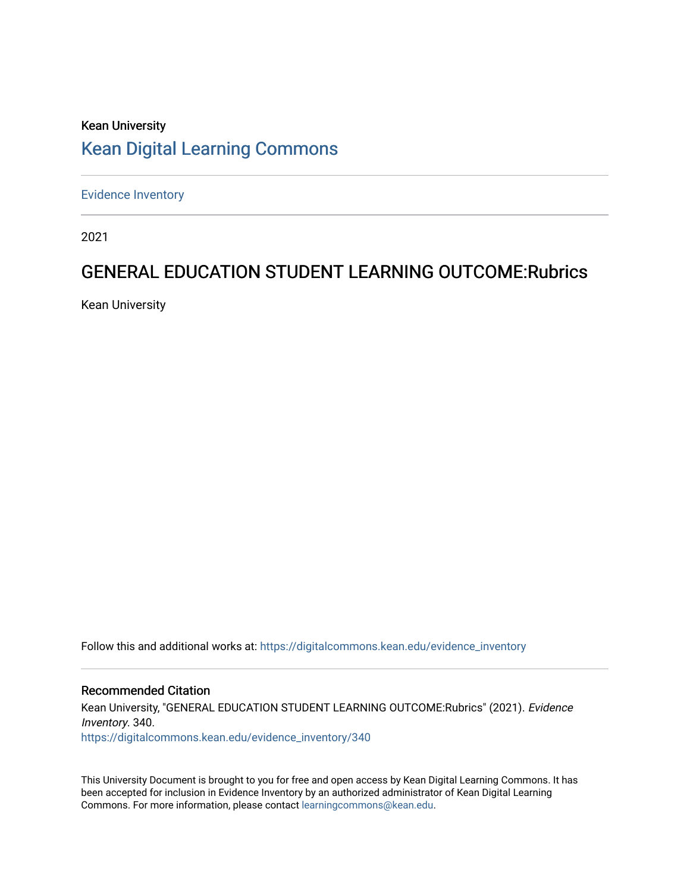Kean University

# Kean Digital Learning Commons

Evidence Inventory

2021

## GENERAL EDUCATION STUDENT LEARNING OUTCOME:Rubrics

Kean University

Follow this and additional works at: https://digitalcommons.kean.edu/evidence_inventory

### Recommended Citation

Kean University, "GENERAL EDUCATION STUDENT LEARNING OUTCOME:Rubrics" (2021). *Evidence Inventory*. 340.
https://digitalcommons.kean.edu/evidence_inventory/340

This University Document is brought to you for free and open access by Kean Digital Learning Commons. It has been accepted for inclusion in Evidence Inventory by an authorized administrator of Kean Digital Learning Commons. For more information, please contact learningcommons@kean.edu.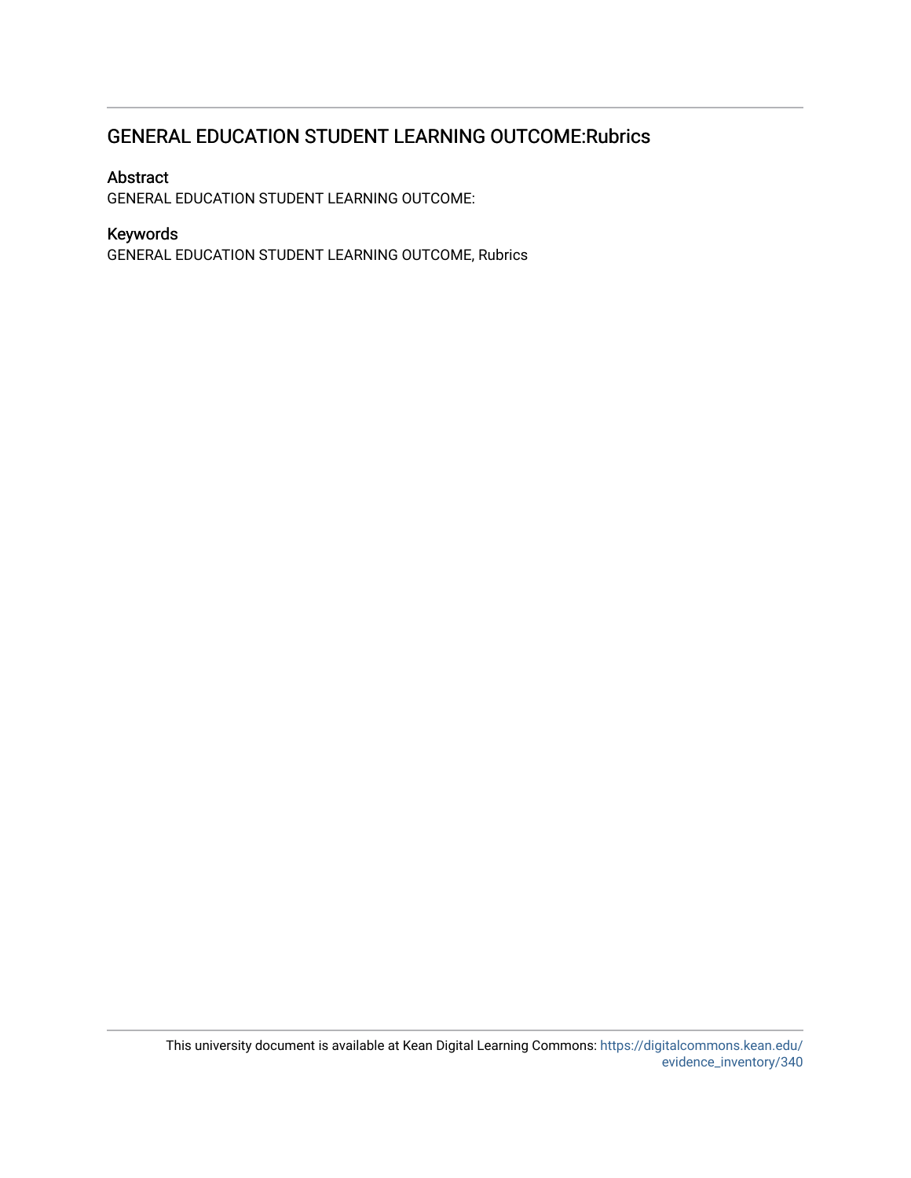## GENERAL EDUCATION STUDENT LEARNING OUTCOME:Rubrics

### Abstract

GENERAL EDUCATION STUDENT LEARNING OUTCOME:

### Keywords

GENERAL EDUCATION STUDENT LEARNING OUTCOME, Rubrics

This university document is available at Kean Digital Learning Commons: https://digitalcommons.kean.edu/evidence_inventory/340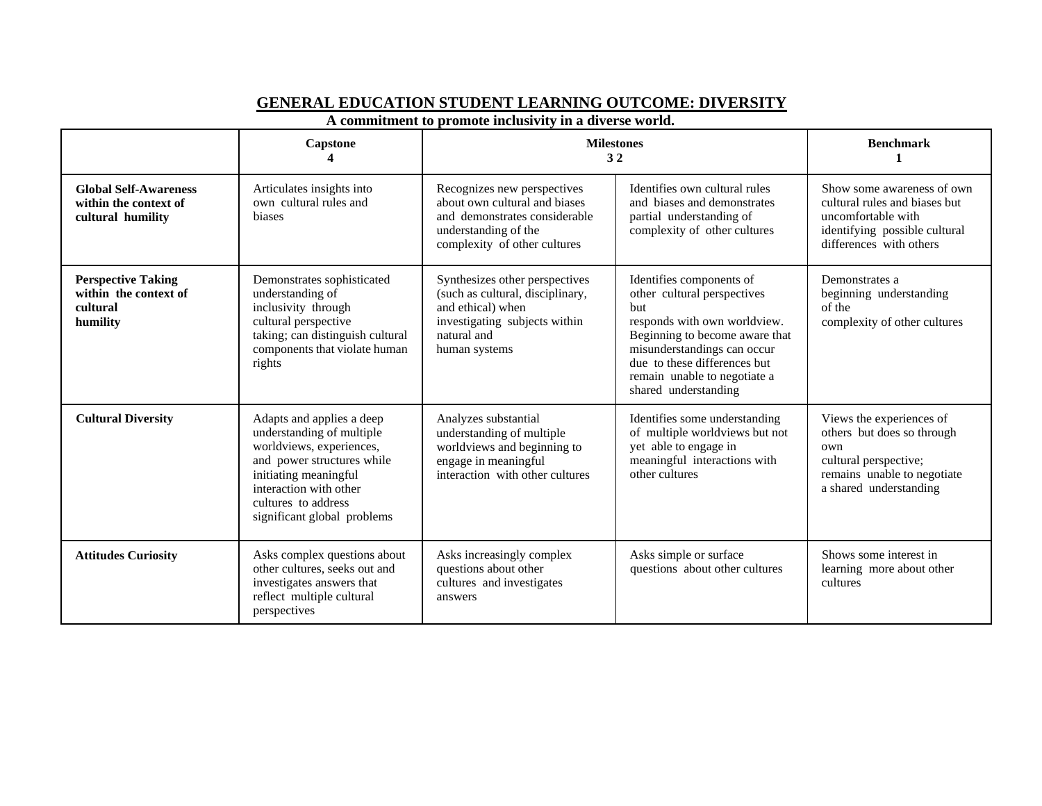## GENERAL EDUCATION STUDENT LEARNING OUTCOME: DIVERSITY

**A commitment to promote inclusivity in a diverse world.**

| | **Capstone 4** | **Milestones 3** | **2** | **Benchmark 1** |
|---|---|---|---|---|
| **Global Self-Awareness within the context of cultural humility** | Articulates insights into own cultural rules and biases | Recognizes new perspectives about own cultural and biases and demonstrates considerable understanding of the complexity of other cultures | Identifies own cultural rules and biases and demonstrates partial understanding of complexity of other cultures | Show some awareness of own cultural rules and biases but uncomfortable with identifying possible cultural differences with others |
| **Perspective Taking within the context of cultural humility** | Demonstrates sophisticated understanding of inclusivity through cultural perspective taking; can distinguish cultural components that violate human rights | Synthesizes other perspectives (such as cultural, disciplinary, and ethical) when investigating subjects within natural and human systems | Identifies components of other cultural perspectives but responds with own worldview. Beginning to become aware that misunderstandings can occur due to these differences but remain unable to negotiate a shared understanding | Demonstrates a beginning understanding of the complexity of other cultures |
| **Cultural Diversity** | Adapts and applies a deep understanding of multiple worldviews, experiences, and power structures while initiating meaningful interaction with other cultures to address significant global problems | Analyzes substantial understanding of multiple worldviews and beginning to engage in meaningful interaction with other cultures | Identifies some understanding of multiple worldviews but not yet able to engage in meaningful interactions with other cultures | Views the experiences of others but does so through own cultural perspective; remains unable to negotiate a shared understanding |
| **Attitudes Curiosity** | Asks complex questions about other cultures, seeks out and investigates answers that reflect multiple cultural perspectives | Asks increasingly complex questions about other cultures and investigates answers | Asks simple or surface questions about other cultures | Shows some interest in learning more about other cultures |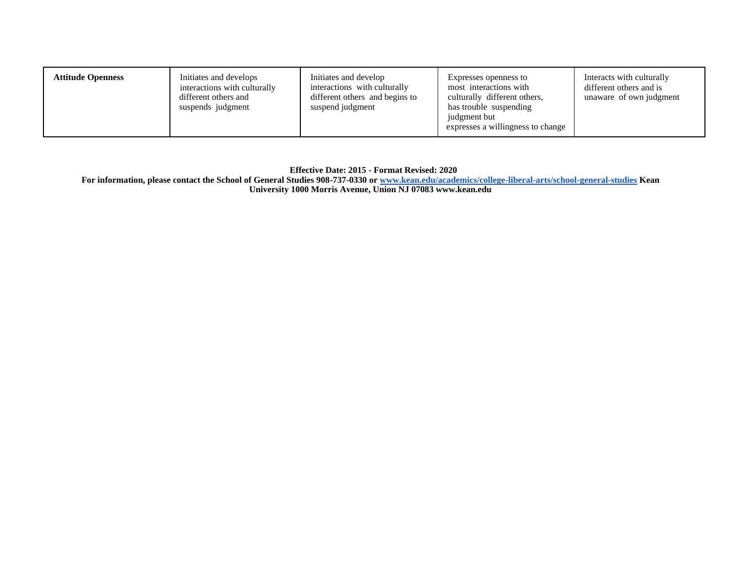| | | | | |
|---|---|---|---|---|
| **Attitude Openness** | Initiates and develops interactions with culturally different others and suspends judgment | Initiates and develop interactions with culturally different others and begins to suspend judgment | Expresses openness to most interactions with culturally different others, has trouble suspending judgment but expresses a willingness to change | Interacts with culturally different others and is unaware of own judgment |

**Effective Date: 2015 - Format Revised: 2020**
**For information, please contact the School of General Studies 908-737-0330 or [www.kean.edu/academics/college-liberal-arts/school-general-studies](www.kean.edu/academics/college-liberal-arts/school-general-studies) Kean University 1000 Morris Avenue, Union NJ 07083 www.kean.edu**